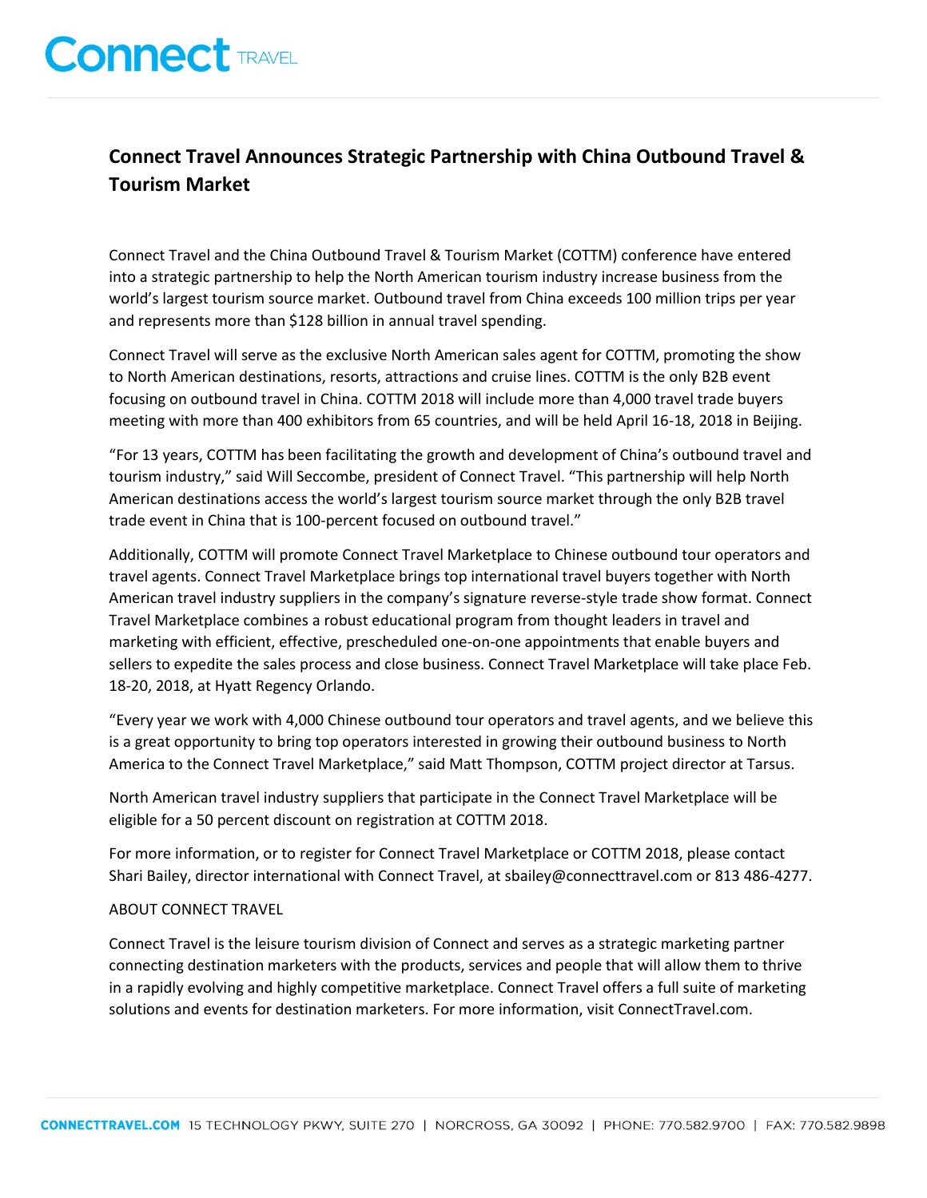# Connect Travel Announces Strategic Partnership with China Outbound Travel & Tourism Market

Connect Travel and the China Outbound Travel & Tourism Market (COTTM) conference have entered into a strategic partnership to help the North American tourism industry increase business from the world's largest tourism source market. Outbound travel from China exceeds 100 million trips per year and represents more than $128 billion in annual travel spending.

Connect Travel will serve as the exclusive North American sales agent for COTTM, promoting the show to North American destinations, resorts, attractions and cruise lines. COTTM is the only B2B event focusing on outbound travel in China. COTTM 2018 will include more than 4,000 travel trade buyers meeting with more than 400 exhibitors from 65 countries, and will be held April 16-18, 2018 in Beijing.

"For 13 years, COTTM has been facilitating the growth and development of China's outbound travel and tourism industry," said Will Seccombe, president of Connect Travel. "This partnership will help North American destinations access the world's largest tourism source market through the only B2B travel trade event in China that is 100-percent focused on outbound travel."

Additionally, COTTM will promote Connect Travel Marketplace to Chinese outbound tour operators and travel agents. Connect Travel Marketplace brings top international travel buyers together with North American travel industry suppliers in the company's signature reverse-style trade show format. Connect Travel Marketplace combines a robust educational program from thought leaders in travel and marketing with efficient, effective, prescheduled one-on-one appointments that enable buyers and sellers to expedite the sales process and close business. Connect Travel Marketplace will take place Feb. 18-20, 2018, at Hyatt Regency Orlando.

"Every year we work with 4,000 Chinese outbound tour operators and travel agents, and we believe this is a great opportunity to bring top operators interested in growing their outbound business to North America to the Connect Travel Marketplace," said Matt Thompson, COTTM project director at Tarsus.

North American travel industry suppliers that participate in the Connect Travel Marketplace will be eligible for a 50 percent discount on registration at COTTM 2018.

For more information, or to register for Connect Travel Marketplace or COTTM 2018, please contact Shari Bailey, director international with Connect Travel, at sbailey@connecttravel.com or 813 486-4277.

ABOUT CONNECT TRAVEL

Connect Travel is the leisure tourism division of Connect and serves as a strategic marketing partner connecting destination marketers with the products, services and people that will allow them to thrive in a rapidly evolving and highly competitive marketplace. Connect Travel offers a full suite of marketing solutions and events for destination marketers. For more information, visit ConnectTravel.com.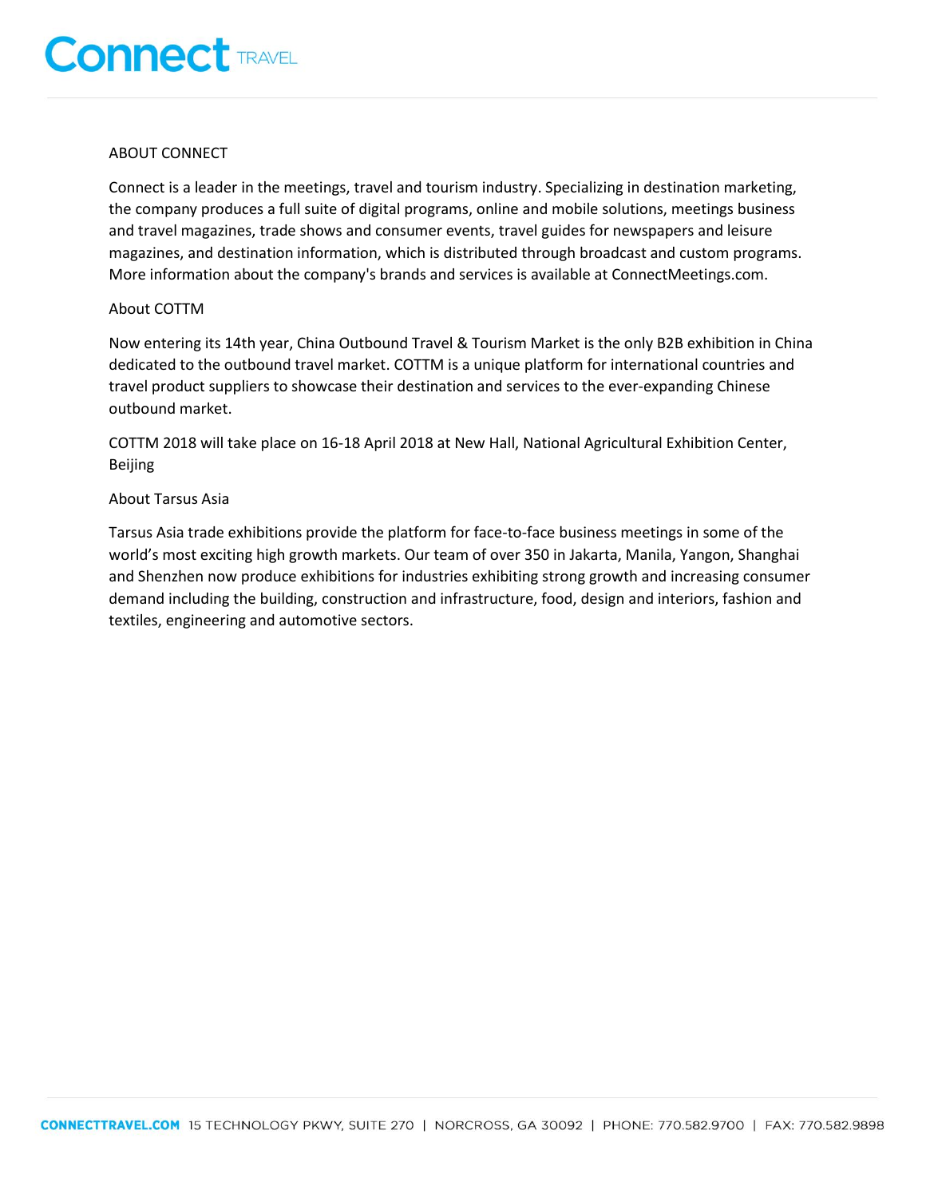ABOUT CONNECT

Connect is a leader in the meetings, travel and tourism industry. Specializing in destination marketing, the company produces a full suite of digital programs, online and mobile solutions, meetings business and travel magazines, trade shows and consumer events, travel guides for newspapers and leisure magazines, and destination information, which is distributed through broadcast and custom programs. More information about the company's brands and services is available at ConnectMeetings.com.

About COTTM

Now entering its 14th year, China Outbound Travel & Tourism Market is the only B2B exhibition in China dedicated to the outbound travel market. COTTM is a unique platform for international countries and travel product suppliers to showcase their destination and services to the ever-expanding Chinese outbound market.

COTTM 2018 will take place on 16-18 April 2018 at New Hall, National Agricultural Exhibition Center, Beijing

About Tarsus Asia

Tarsus Asia trade exhibitions provide the platform for face-to-face business meetings in some of the world's most exciting high growth markets. Our team of over 350 in Jakarta, Manila, Yangon, Shanghai and Shenzhen now produce exhibitions for industries exhibiting strong growth and increasing consumer demand including the building, construction and infrastructure, food, design and interiors, fashion and textiles, engineering and automotive sectors.